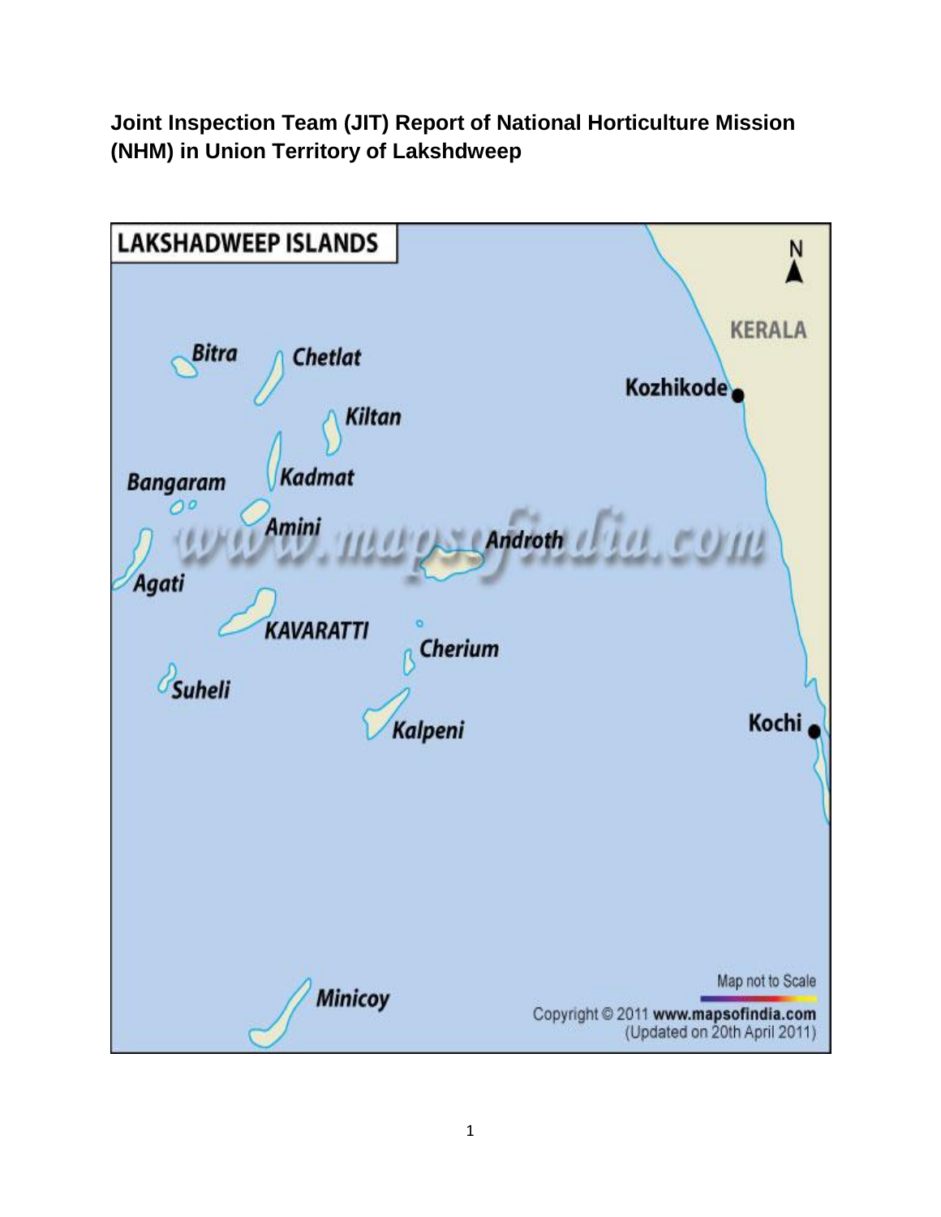**Joint Inspection Team (JIT) Report of National Horticulture Mission (NHM) in Union Territory of Lakshdweep**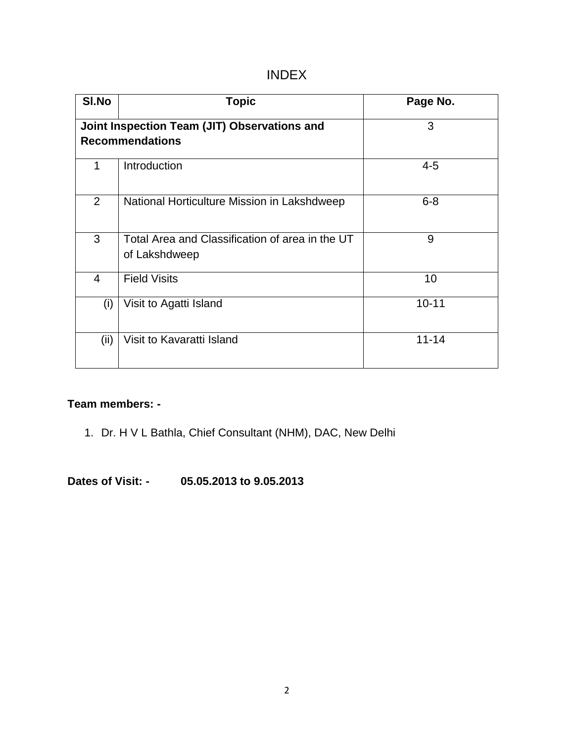# INDEX

| Sl.No | Topic | Page No. |
|---|---|---|
| **Joint Inspection Team (JIT) Observations and Recommendations** | | 3 |
| 1 | Introduction | 4-5 |
| 2 | National Horticulture Mission in Lakshdweep | 6-8 |
| 3 | Total Area and Classification of area in the UT of Lakshdweep | 9 |
| 4 | Field Visits | 10 |
| (i) | Visit to Agatti Island | 10-11 |
| (ii) | Visit to Kavaratti Island | 11-14 |

**Team members: -**

1. Dr. H V L Bathla, Chief Consultant (NHM), DAC, New Delhi

**Dates of Visit: - 05.05.2013 to 9.05.2013**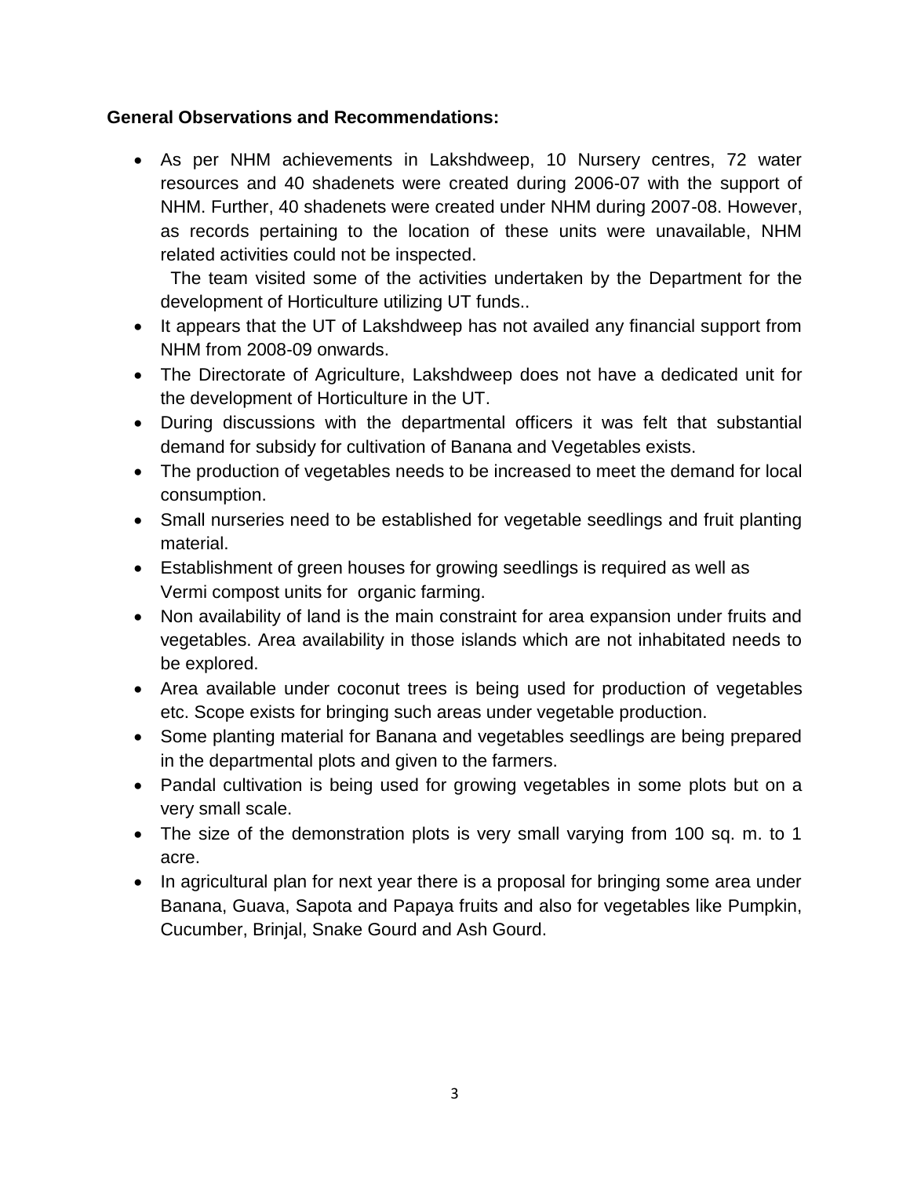**General Observations and Recommendations:**

- As per NHM achievements in Lakshdweep, 10 Nursery centres, 72 water resources and 40 shadenets were created during 2006-07 with the support of NHM. Further, 40 shadenets were created under NHM during 2007-08. However, as records pertaining to the location of these units were unavailable, NHM related activities could not be inspected.

  The team visited some of the activities undertaken by the Department for the development of Horticulture utilizing UT funds..
- It appears that the UT of Lakshdweep has not availed any financial support from NHM from 2008-09 onwards.
- The Directorate of Agriculture, Lakshdweep does not have a dedicated unit for the development of Horticulture in the UT.
- During discussions with the departmental officers it was felt that substantial demand for subsidy for cultivation of Banana and Vegetables exists.
- The production of vegetables needs to be increased to meet the demand for local consumption.
- Small nurseries need to be established for vegetable seedlings and fruit planting material.
- Establishment of green houses for growing seedlings is required as well as Vermi compost units for organic farming.
- Non availability of land is the main constraint for area expansion under fruits and vegetables. Area availability in those islands which are not inhabitated needs to be explored.
- Area available under coconut trees is being used for production of vegetables etc. Scope exists for bringing such areas under vegetable production.
- Some planting material for Banana and vegetables seedlings are being prepared in the departmental plots and given to the farmers.
- Pandal cultivation is being used for growing vegetables in some plots but on a very small scale.
- The size of the demonstration plots is very small varying from 100 sq. m. to 1 acre.
- In agricultural plan for next year there is a proposal for bringing some area under Banana, Guava, Sapota and Papaya fruits and also for vegetables like Pumpkin, Cucumber, Brinjal, Snake Gourd and Ash Gourd.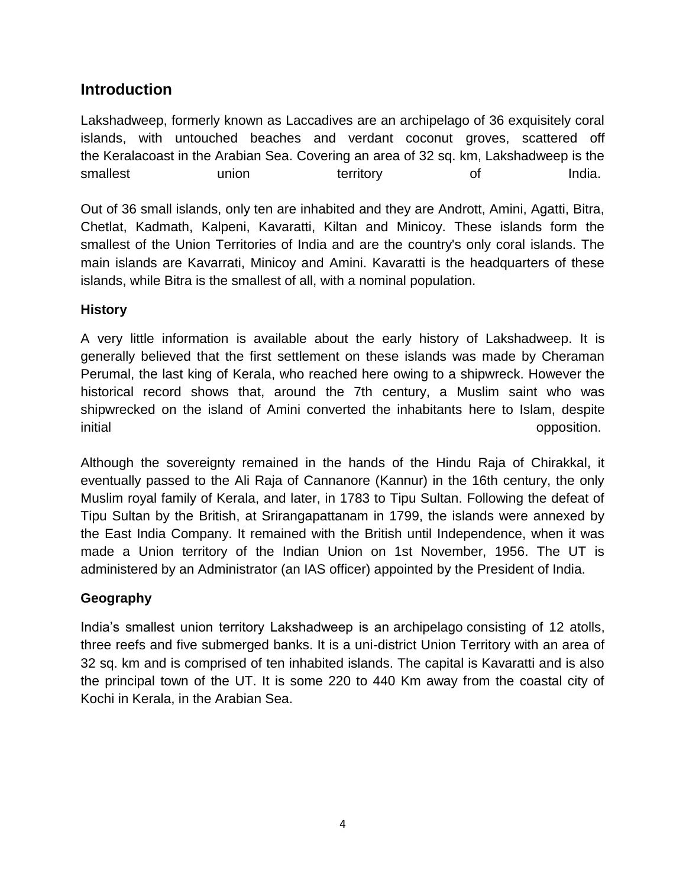## Introduction

Lakshadweep, formerly known as Laccadives are an archipelago of 36 exquisitely coral islands, with untouched beaches and verdant coconut groves, scattered off the Keralacoast in the Arabian Sea. Covering an area of 32 sq. km, Lakshadweep is the smallest union territory of India.

Out of 36 small islands, only ten are inhabited and they are Andrott, Amini, Agatti, Bitra, Chetlat, Kadmath, Kalpeni, Kavaratti, Kiltan and Minicoy. These islands form the smallest of the Union Territories of India and are the country's only coral islands. The main islands are Kavarrati, Minicoy and Amini. Kavaratti is the headquarters of these islands, while Bitra is the smallest of all, with a nominal population.

### History

A very little information is available about the early history of Lakshadweep. It is generally believed that the first settlement on these islands was made by Cheraman Perumal, the last king of Kerala, who reached here owing to a shipwreck. However the historical record shows that, around the 7th century, a Muslim saint who was shipwrecked on the island of Amini converted the inhabitants here to Islam, despite initial opposition.

Although the sovereignty remained in the hands of the Hindu Raja of Chirakkal, it eventually passed to the Ali Raja of Cannanore (Kannur) in the 16th century, the only Muslim royal family of Kerala, and later, in 1783 to Tipu Sultan. Following the defeat of Tipu Sultan by the British, at Srirangapattanam in 1799, the islands were annexed by the East India Company. It remained with the British until Independence, when it was made a Union territory of the Indian Union on 1st November, 1956. The UT is administered by an Administrator (an IAS officer) appointed by the President of India.

### Geography

India's smallest union territory Lakshadweep is an archipelago consisting of 12 atolls, three reefs and five submerged banks. It is a uni-district Union Territory with an area of 32 sq. km and is comprised of ten inhabited islands. The capital is Kavaratti and is also the principal town of the UT. It is some 220 to 440 Km away from the coastal city of Kochi in Kerala, in the Arabian Sea.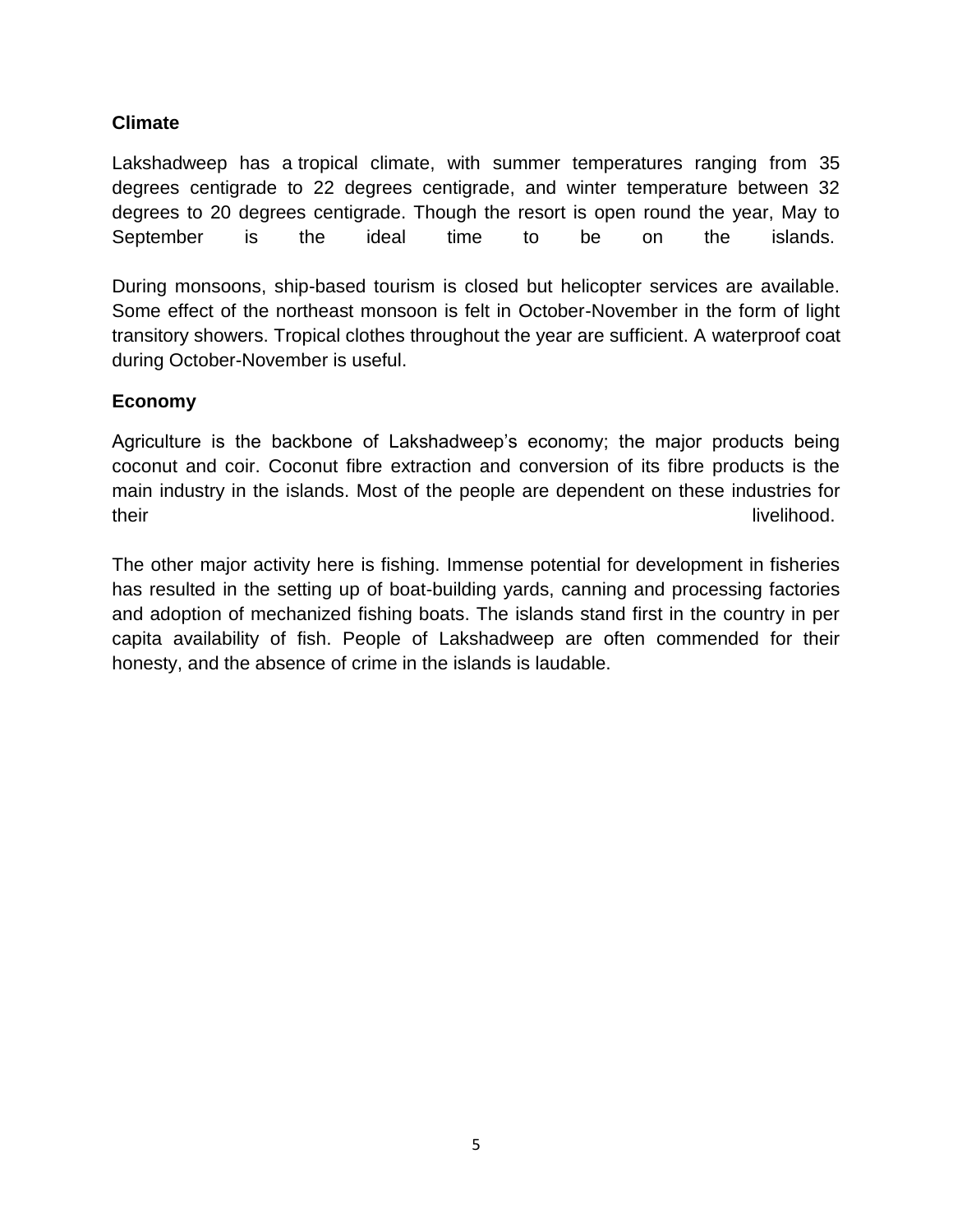## Climate

Lakshadweep has a tropical climate, with summer temperatures ranging from 35 degrees centigrade to 22 degrees centigrade, and winter temperature between 32 degrees to 20 degrees centigrade. Though the resort is open round the year, May to September is the ideal time to be on the islands.

During monsoons, ship-based tourism is closed but helicopter services are available. Some effect of the northeast monsoon is felt in October-November in the form of light transitory showers. Tropical clothes throughout the year are sufficient. A waterproof coat during October-November is useful.

## Economy

Agriculture is the backbone of Lakshadweep's economy; the major products being coconut and coir. Coconut fibre extraction and conversion of its fibre products is the main industry in the islands. Most of the people are dependent on these industries for their livelihood.

The other major activity here is fishing. Immense potential for development in fisheries has resulted in the setting up of boat-building yards, canning and processing factories and adoption of mechanized fishing boats. The islands stand first in the country in per capita availability of fish. People of Lakshadweep are often commended for their honesty, and the absence of crime in the islands is laudable.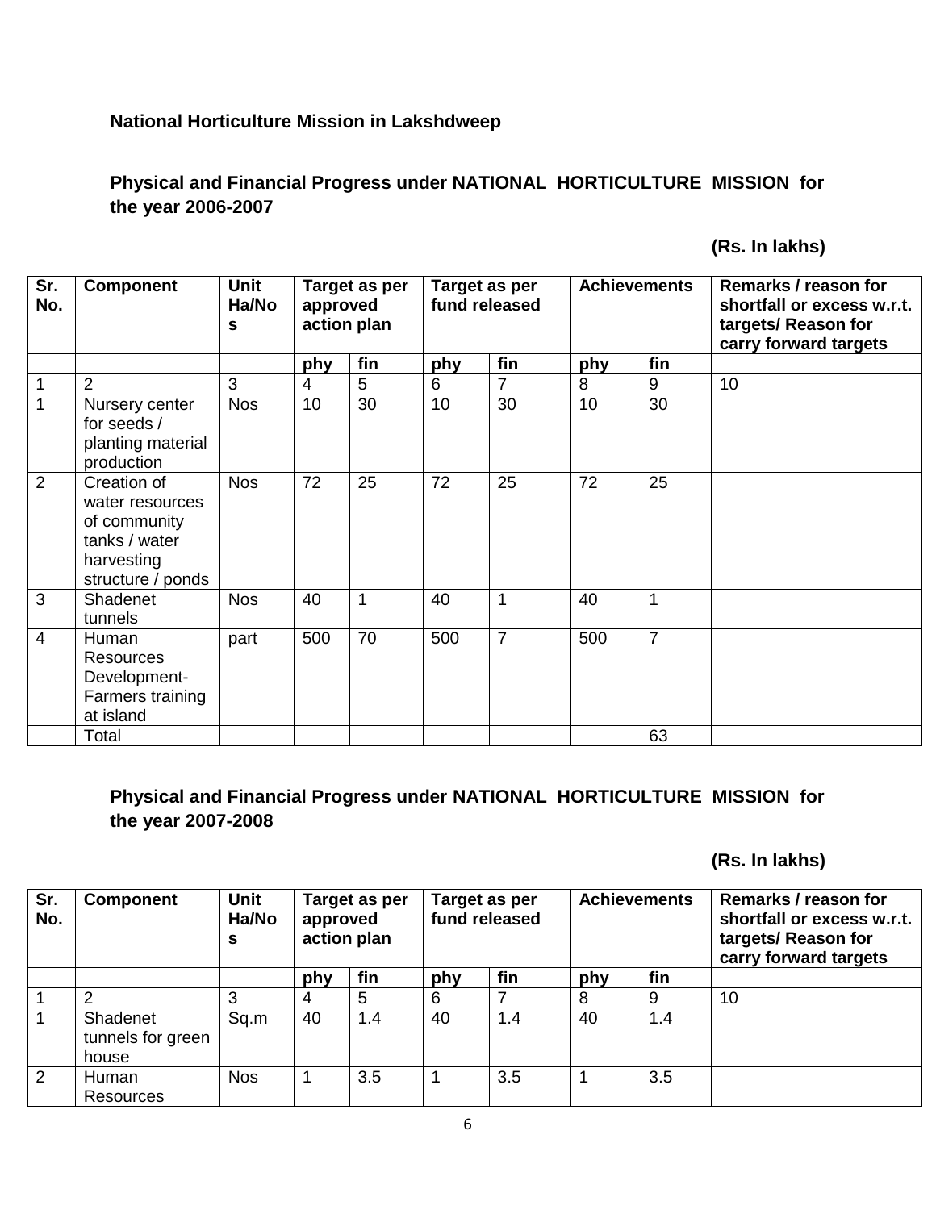**National Horticulture Mission in Lakshdweep**

**Physical and Financial Progress under NATIONAL HORTICULTURE MISSION for the year 2006-2007**

**(Rs. In lakhs)**

| Sr. No. | Component | Unit Ha/Nos | Target as per approved action plan | | Target as per fund released | | Achievements | | Remarks / reason for shortfall or excess w.r.t. targets/ Reason for carry forward targets |
|---|---|---|---|---|---|---|---|---|---|
| | | | phy | fin | phy | fin | phy | fin | |
| 1 | 2 | 3 | 4 | 5 | 6 | 7 | 8 | 9 | 10 |
| 1 | Nursery center for seeds / planting material production | Nos | 10 | 30 | 10 | 30 | 10 | 30 | |
| 2 | Creation of water resources of community tanks / water harvesting structure / ponds | Nos | 72 | 25 | 72 | 25 | 72 | 25 | |
| 3 | Shadenet tunnels | Nos | 40 | 1 | 40 | 1 | 40 | 1 | |
| 4 | Human Resources Development- Farmers training at island | part | 500 | 70 | 500 | 7 | 500 | 7 | |
| | Total | | | | | | | 63 | |

**Physical and Financial Progress under NATIONAL HORTICULTURE MISSION for the year 2007-2008**

**(Rs. In lakhs)**

| Sr. No. | Component | Unit Ha/Nos | Target as per approved action plan | | Target as per fund released | | Achievements | | Remarks / reason for shortfall or excess w.r.t. targets/ Reason for carry forward targets |
|---|---|---|---|---|---|---|---|---|---|
| | | | phy | fin | phy | fin | phy | fin | |
| 1 | 2 | 3 | 4 | 5 | 6 | 7 | 8 | 9 | 10 |
| 1 | Shadenet tunnels for green house | Sq.m | 40 | 1.4 | 40 | 1.4 | 40 | 1.4 | |
| 2 | Human Resources | Nos | 1 | 3.5 | 1 | 3.5 | 1 | 3.5 | |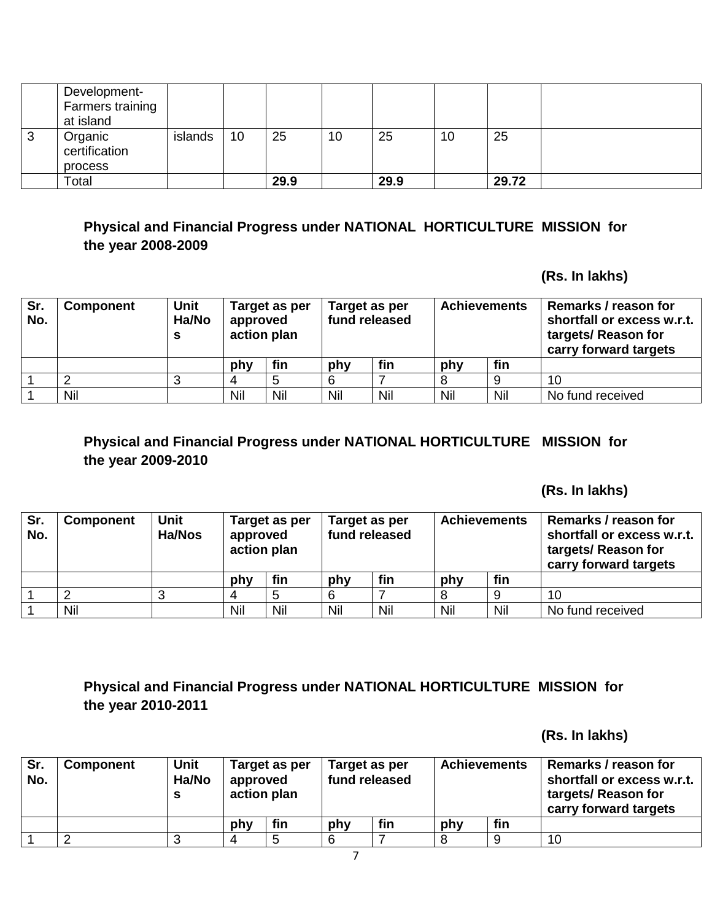|  | Development- Farmers training at island |  |  |  |  |  |  |  |  |
| --- | --- | --- | --- | --- | --- | --- | --- | --- | --- |
| 3 | Organic certification process | islands | 10 | 25 | 10 | 25 | 10 | 25 |  |
|  | Total |  |  | **29.9** |  | **29.9** |  | **29.72** |  |

### Physical and Financial Progress under NATIONAL HORTICULTURE MISSION for the year 2008-2009

**(Rs. In lakhs)**

| Sr. No. | Component | Unit Ha/Nos | Target as per approved action plan | | Target as per fund released | | Achievements | | Remarks / reason for shortfall or excess w.r.t. targets/ Reason for carry forward targets |
| --- | --- | --- | --- | --- | --- | --- | --- | --- | --- |
|  |  |  | phy | fin | phy | fin | phy | fin |  |
| 1 | 2 | 3 | 4 | 5 | 6 | 7 | 8 | 9 | 10 |
| 1 | Nil |  | Nil | Nil | Nil | Nil | Nil | Nil | No fund received |

### Physical and Financial Progress under NATIONAL HORTICULTURE MISSION for the year 2009-2010

**(Rs. In lakhs)**

| Sr. No. | Component | Unit Ha/Nos | Target as per approved action plan | | Target as per fund released | | Achievements | | Remarks / reason for shortfall or excess w.r.t. targets/ Reason for carry forward targets |
| --- | --- | --- | --- | --- | --- | --- | --- | --- | --- |
|  |  |  | phy | fin | phy | fin | phy | fin |  |
| 1 | 2 | 3 | 4 | 5 | 6 | 7 | 8 | 9 | 10 |
| 1 | Nil |  | Nil | Nil | Nil | Nil | Nil | Nil | No fund received |

### Physical and Financial Progress under NATIONAL HORTICULTURE MISSION for the year 2010-2011

**(Rs. In lakhs)**

| Sr. No. | Component | Unit Ha/Nos | Target as per approved action plan | | Target as per fund released | | Achievements | | Remarks / reason for shortfall or excess w.r.t. targets/ Reason for carry forward targets |
| --- | --- | --- | --- | --- | --- | --- | --- | --- | --- |
|  |  |  | phy | fin | phy | fin | phy | fin |  |
| 1 | 2 | 3 | 4 | 5 | 6 | 7 | 8 | 9 | 10 |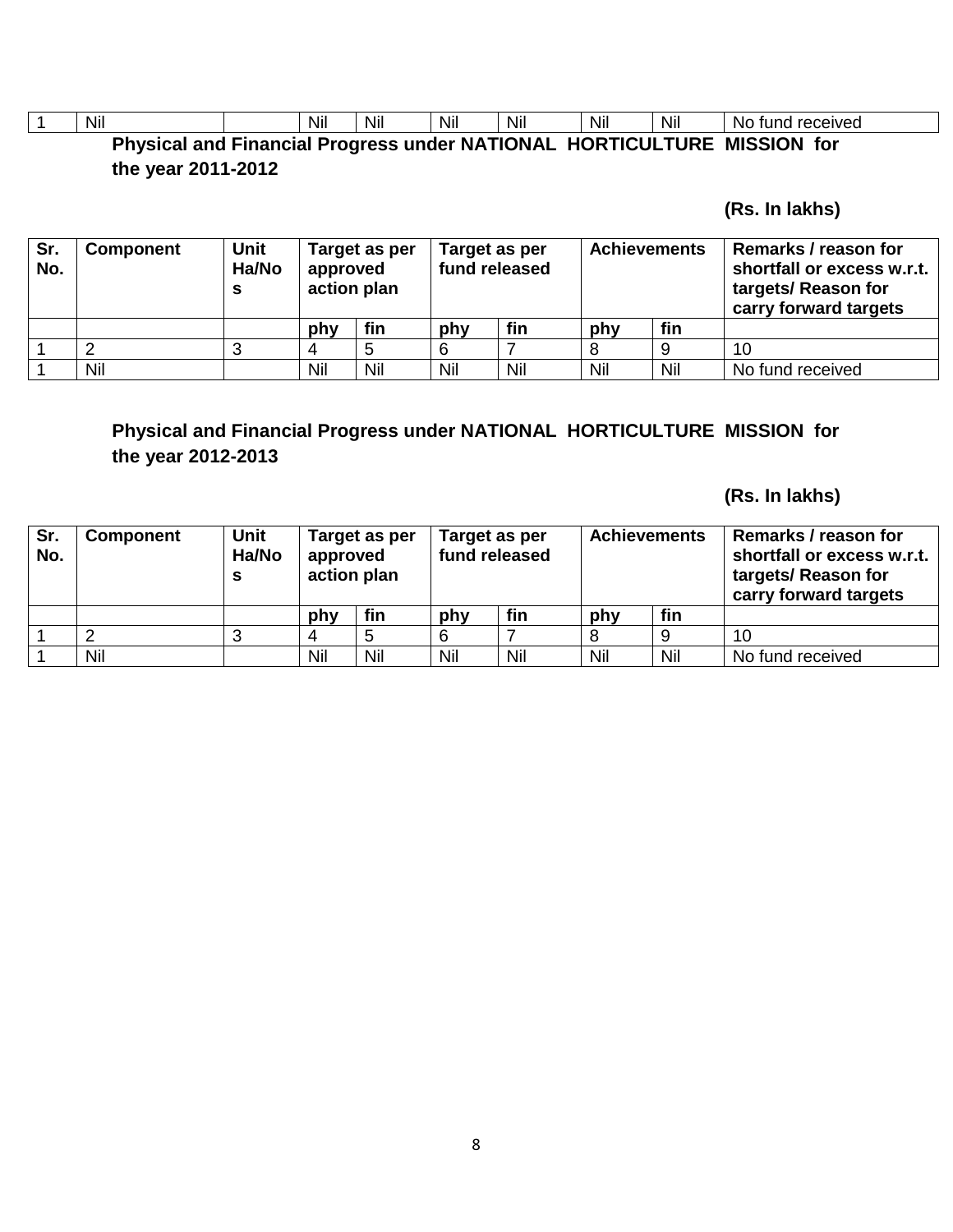| 1 | Nil | | Nil | Nil | Nil | Nil | Nil | Nil | No fund received |
|---|---|---|---|---|---|---|---|---|---|

**Physical and Financial Progress under NATIONAL HORTICULTURE MISSION for the year 2011-2012**

**(Rs. In lakhs)**

| Sr. No. | Component | Unit Ha/Nos | Target as per approved action plan | | Target as per fund released | | Achievements | | Remarks / reason for shortfall or excess w.r.t. targets/ Reason for carry forward targets |
|---|---|---|---|---|---|---|---|---|---|
| | | | phy | fin | phy | fin | phy | fin | |
| 1 | 2 | 3 | 4 | 5 | 6 | 7 | 8 | 9 | 10 |
| 1 | Nil | | Nil | Nil | Nil | Nil | Nil | Nil | No fund received |

**Physical and Financial Progress under NATIONAL HORTICULTURE MISSION for the year 2012-2013**

**(Rs. In lakhs)**

| Sr. No. | Component | Unit Ha/Nos | Target as per approved action plan | | Target as per fund released | | Achievements | | Remarks / reason for shortfall or excess w.r.t. targets/ Reason for carry forward targets |
|---|---|---|---|---|---|---|---|---|---|
| | | | phy | fin | phy | fin | phy | fin | |
| 1 | 2 | 3 | 4 | 5 | 6 | 7 | 8 | 9 | 10 |
| 1 | Nil | | Nil | Nil | Nil | Nil | Nil | Nil | No fund received |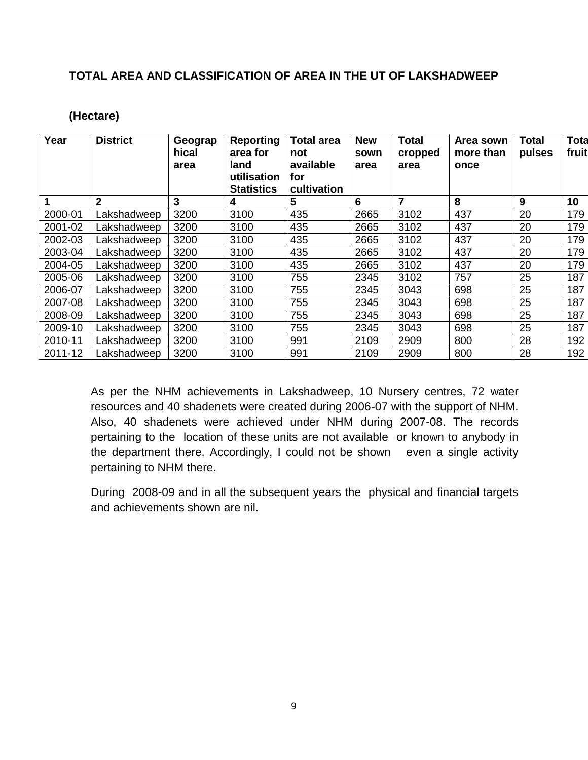**TOTAL AREA AND CLASSIFICATION OF AREA IN THE UT OF LAKSHADWEEP**

**(Hectare)**

| Year | District | Geographical area | Reporting area for land utilisation Statistics | Total area not available for cultivation | New sown area | Total cropped area | Area sown more than once | Total pulses | Total fruit |
|---|---|---|---|---|---|---|---|---|---|
| 1 | 2 | 3 | 4 | 5 | 6 | 7 | 8 | 9 | 10 |
| 2000-01 | Lakshadweep | 3200 | 3100 | 435 | 2665 | 3102 | 437 | 20 | 179 |
| 2001-02 | Lakshadweep | 3200 | 3100 | 435 | 2665 | 3102 | 437 | 20 | 179 |
| 2002-03 | Lakshadweep | 3200 | 3100 | 435 | 2665 | 3102 | 437 | 20 | 179 |
| 2003-04 | Lakshadweep | 3200 | 3100 | 435 | 2665 | 3102 | 437 | 20 | 179 |
| 2004-05 | Lakshadweep | 3200 | 3100 | 435 | 2665 | 3102 | 437 | 20 | 179 |
| 2005-06 | Lakshadweep | 3200 | 3100 | 755 | 2345 | 3102 | 757 | 25 | 187 |
| 2006-07 | Lakshadweep | 3200 | 3100 | 755 | 2345 | 3043 | 698 | 25 | 187 |
| 2007-08 | Lakshadweep | 3200 | 3100 | 755 | 2345 | 3043 | 698 | 25 | 187 |
| 2008-09 | Lakshadweep | 3200 | 3100 | 755 | 2345 | 3043 | 698 | 25 | 187 |
| 2009-10 | Lakshadweep | 3200 | 3100 | 755 | 2345 | 3043 | 698 | 25 | 187 |
| 2010-11 | Lakshadweep | 3200 | 3100 | 991 | 2109 | 2909 | 800 | 28 | 192 |
| 2011-12 | Lakshadweep | 3200 | 3100 | 991 | 2109 | 2909 | 800 | 28 | 192 |

As per the NHM achievements in Lakshadweep, 10 Nursery centres, 72 water resources and 40 shadenets were created during 2006-07 with the support of NHM. Also, 40 shadenets were achieved under NHM during 2007-08. The records pertaining to the location of these units are not available or known to anybody in the department there. Accordingly, I could not be shown even a single activity pertaining to NHM there.

During 2008-09 and in all the subsequent years the physical and financial targets and achievements shown are nil.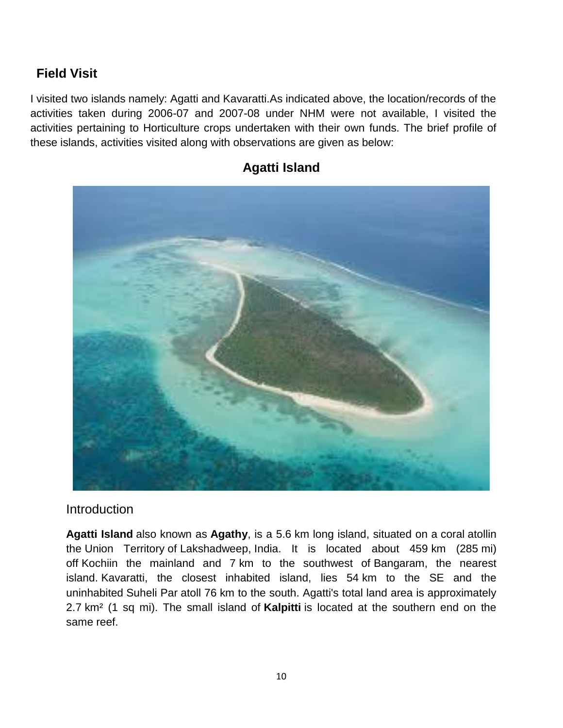## Field Visit

I visited two islands namely: Agatti and Kavaratti.As indicated above, the location/records of the activities taken during 2006-07 and 2007-08 under NHM were not available, I visited the activities pertaining to Horticulture crops undertaken with their own funds. The brief profile of these islands, activities visited along with observations are given as below:

### Agatti Island

#### Introduction

**Agatti Island** also known as **Agathy**, is a 5.6 km long island, situated on a coral atollin the Union Territory of Lakshadweep, India. It is located about 459 km (285 mi) off Kochiin the mainland and 7 km to the southwest of Bangaram, the nearest island. Kavaratti, the closest inhabited island, lies 54 km to the SE and the uninhabited Suheli Par atoll 76 km to the south. Agatti's total land area is approximately 2.7 km² (1 sq mi). The small island of **Kalpitti** is located at the southern end on the same reef.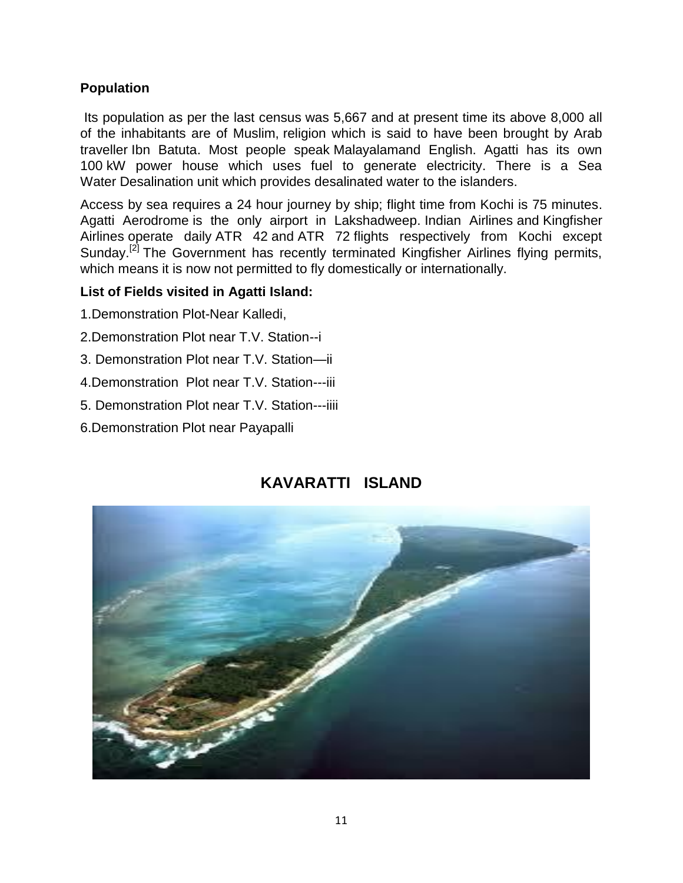**Population**

Its population as per the last census was 5,667 and at present time its above 8,000 all of the inhabitants are of Muslim, religion which is said to have been brought by Arab traveller Ibn Batuta. Most people speak Malayalamand English. Agatti has its own 100 kW power house which uses fuel to generate electricity. There is a Sea Water Desalination unit which provides desalinated water to the islanders.

Access by sea requires a 24 hour journey by ship; flight time from Kochi is 75 minutes. Agatti Aerodrome is the only airport in Lakshadweep. Indian Airlines and Kingfisher Airlines operate daily ATR 42 and ATR 72 flights respectively from Kochi except Sunday.[2] The Government has recently terminated Kingfisher Airlines flying permits, which means it is now not permitted to fly domestically or internationally.

**List of Fields visited in Agatti Island:**

1.Demonstration Plot-Near Kalledi,

2.Demonstration Plot near T.V. Station--i

3. Demonstration Plot near T.V. Station—ii

4.Demonstration Plot near T.V. Station---iii

5. Demonstration Plot near T.V. Station---iiii

6.Demonstration Plot near Payapalli

## KAVARATTI ISLAND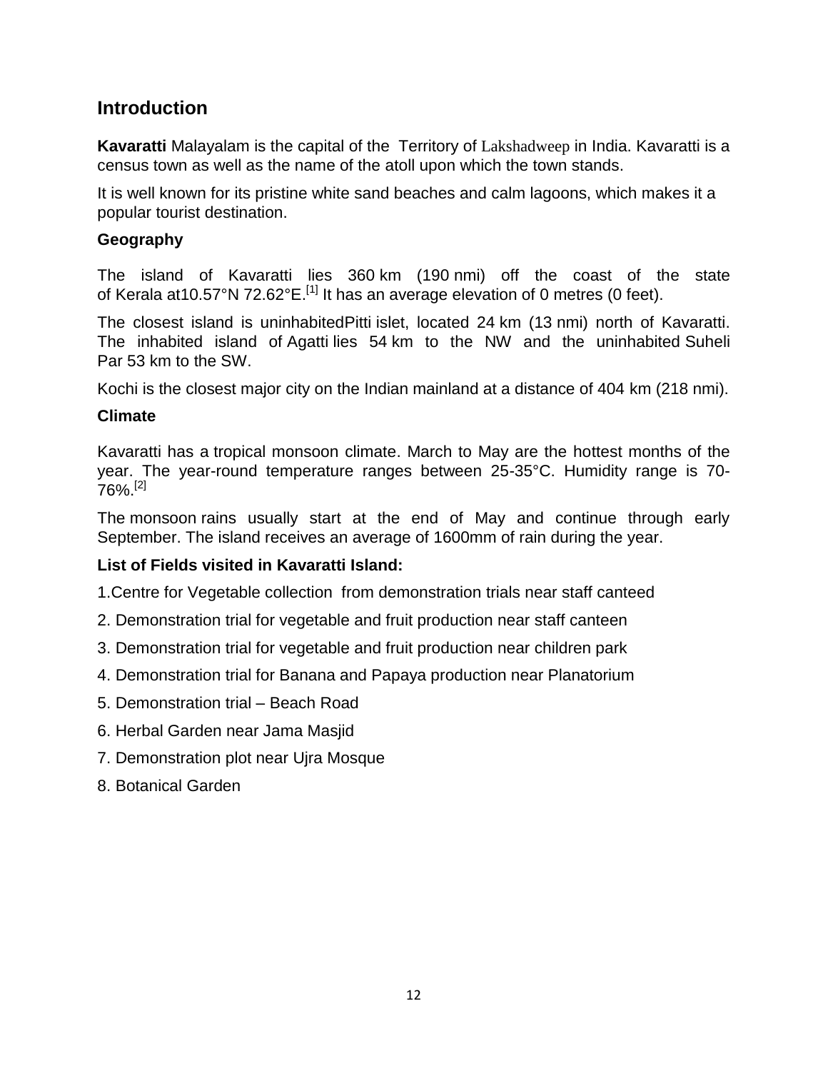## Introduction

**Kavaratti** Malayalam is the capital of the Territory of Lakshadweep in India. Kavaratti is a census town as well as the name of the atoll upon which the town stands.

It is well known for its pristine white sand beaches and calm lagoons, which makes it a popular tourist destination.

### Geography

The island of Kavaratti lies 360 km (190 nmi) off the coast of the state of Kerala at10.57°N 72.62°E.[1] It has an average elevation of 0 metres (0 feet).

The closest island is uninhabitedPitti islet, located 24 km (13 nmi) north of Kavaratti. The inhabited island of Agatti lies 54 km to the NW and the uninhabited Suheli Par 53 km to the SW.

Kochi is the closest major city on the Indian mainland at a distance of 404 km (218 nmi).

### Climate

Kavaratti has a tropical monsoon climate. March to May are the hottest months of the year. The year-round temperature ranges between 25-35°C. Humidity range is 70-76%.[2]

The monsoon rains usually start at the end of May and continue through early September. The island receives an average of 1600mm of rain during the year.

### List of Fields visited in Kavaratti Island:

1.Centre for Vegetable collection from demonstration trials near staff canteed

2. Demonstration trial for vegetable and fruit production near staff canteen

3. Demonstration trial for vegetable and fruit production near children park

4. Demonstration trial for Banana and Papaya production near Planatorium

5. Demonstration trial – Beach Road

6. Herbal Garden near Jama Masjid

7. Demonstration plot near Ujra Mosque

8. Botanical Garden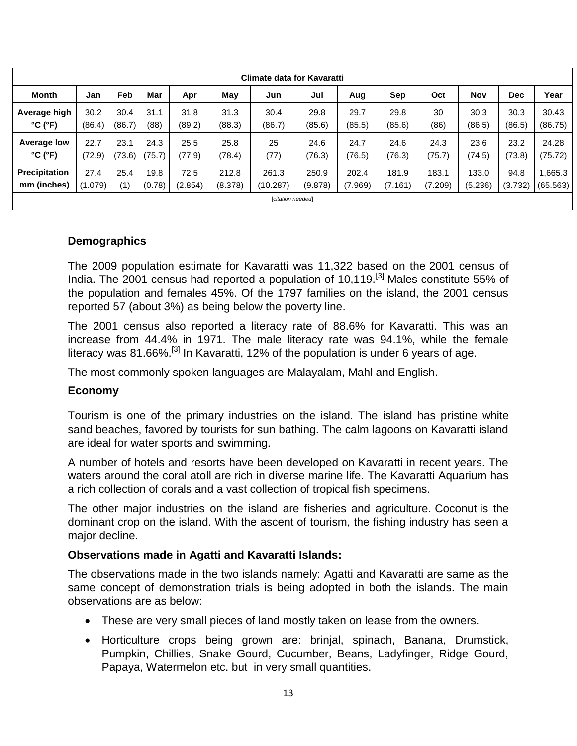| Climate data for Kavaratti | | | | | | | | | | | | | |
|---|---|---|---|---|---|---|---|---|---|---|---|---|---|
| **Month** | **Jan** | **Feb** | **Mar** | **Apr** | **May** | **Jun** | **Jul** | **Aug** | **Sep** | **Oct** | **Nov** | **Dec** | **Year** |
| **Average high °C (°F)** | 30.2 (86.4) | 30.4 (86.7) | 31.1 (88) | 31.8 (89.2) | 31.3 (88.3) | 30.4 (86.7) | 29.8 (85.6) | 29.7 (85.5) | 29.8 (85.6) | 30 (86) | 30.3 (86.5) | 30.3 (86.5) | 30.43 (86.75) |
| **Average low °C (°F)** | 22.7 (72.9) | 23.1 (73.6) | 24.3 (75.7) | 25.5 (77.9) | 25.8 (78.4) | 25 (77) | 24.6 (76.3) | 24.7 (76.5) | 24.6 (76.3) | 24.3 (75.7) | 23.6 (74.5) | 23.2 (73.8) | 24.28 (75.72) |
| **Precipitation mm (inches)** | 27.4 (1.079) | 25.4 (1) | 19.8 (0.78) | 72.5 (2.854) | 212.8 (8.378) | 261.3 (10.287) | 250.9 (9.878) | 202.4 (7.969) | 181.9 (7.161) | 183.1 (7.209) | 133.0 (5.236) | 94.8 (3.732) | 1,665.3 (65.563) |
| [*citation needed*] | | | | | | | | | | | | | |

### Demographics

The 2009 population estimate for Kavaratti was 11,322 based on the 2001 census of India. The 2001 census had reported a population of 10,119.[3] Males constitute 55% of the population and females 45%. Of the 1797 families on the island, the 2001 census reported 57 (about 3%) as being below the poverty line.

The 2001 census also reported a literacy rate of 88.6% for Kavaratti. This was an increase from 44.4% in 1971. The male literacy rate was 94.1%, while the female literacy was 81.66%.[3] In Kavaratti, 12% of the population is under 6 years of age.

The most commonly spoken languages are Malayalam, Mahl and English.

### Economy

Tourism is one of the primary industries on the island. The island has pristine white sand beaches, favored by tourists for sun bathing. The calm lagoons on Kavaratti island are ideal for water sports and swimming.

A number of hotels and resorts have been developed on Kavaratti in recent years. The waters around the coral atoll are rich in diverse marine life. The Kavaratti Aquarium has a rich collection of corals and a vast collection of tropical fish specimens.

The other major industries on the island are fisheries and agriculture. Coconut is the dominant crop on the island. With the ascent of tourism, the fishing industry has seen a major decline.

**Observations made in Agatti and Kavaratti Islands:**

The observations made in the two islands namely: Agatti and Kavaratti are same as the same concept of demonstration trials is being adopted in both the islands. The main observations are as below:

- These are very small pieces of land mostly taken on lease from the owners.
- Horticulture crops being grown are: brinjal, spinach, Banana, Drumstick, Pumpkin, Chillies, Snake Gourd, Cucumber, Beans, Ladyfinger, Ridge Gourd, Papaya, Watermelon etc. but in very small quantities.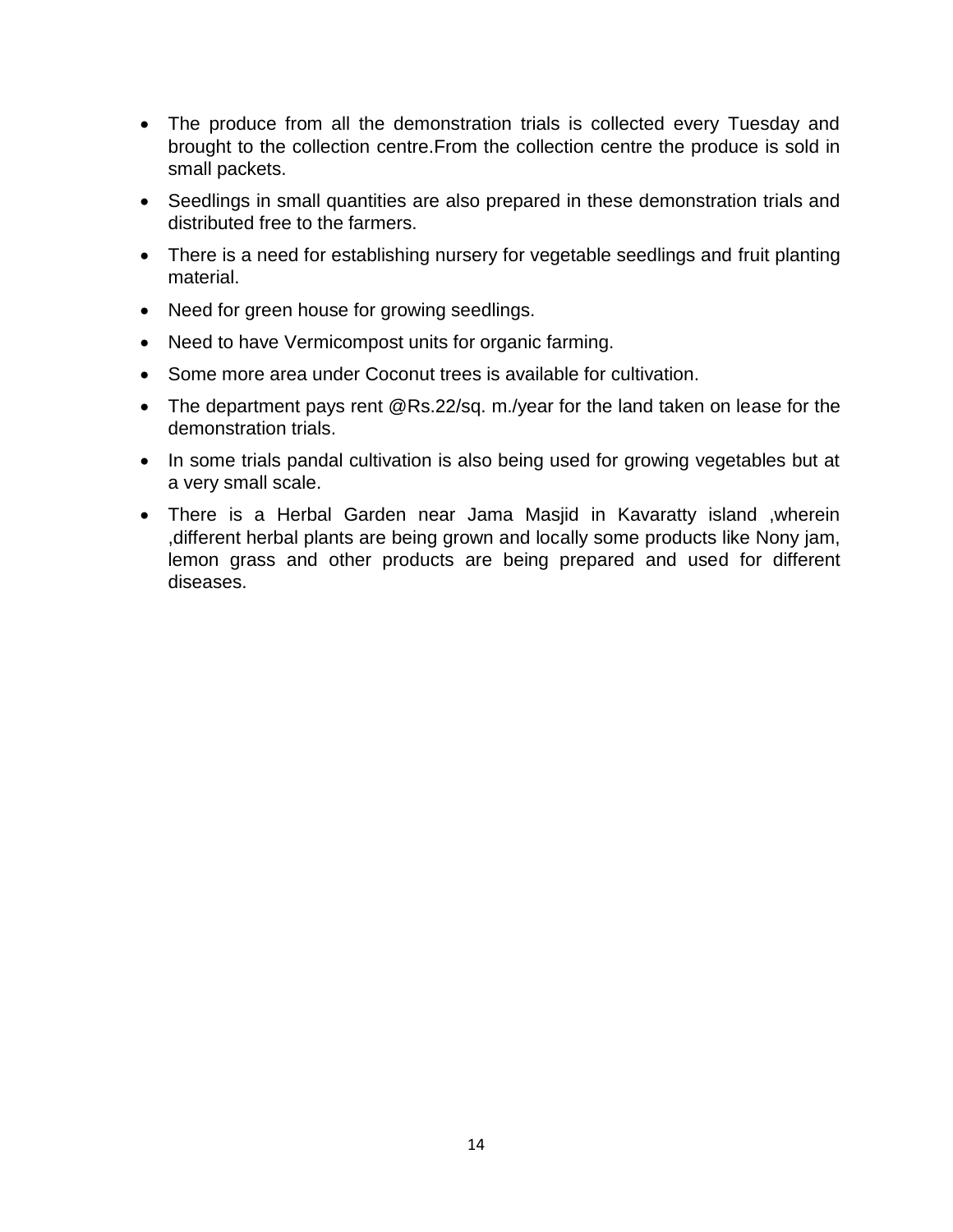- The produce from all the demonstration trials is collected every Tuesday and brought to the collection centre.From the collection centre the produce is sold in small packets.
- Seedlings in small quantities are also prepared in these demonstration trials and distributed free to the farmers.
- There is a need for establishing nursery for vegetable seedlings and fruit planting material.
- Need for green house for growing seedlings.
- Need to have Vermicompost units for organic farming.
- Some more area under Coconut trees is available for cultivation.
- The department pays rent @Rs.22/sq. m./year for the land taken on lease for the demonstration trials.
- In some trials pandal cultivation is also being used for growing vegetables but at a very small scale.
- There is a Herbal Garden near Jama Masjid in Kavaratty island ,wherein ,different herbal plants are being grown and locally some products like Nony jam, lemon grass and other products are being prepared and used for different diseases.